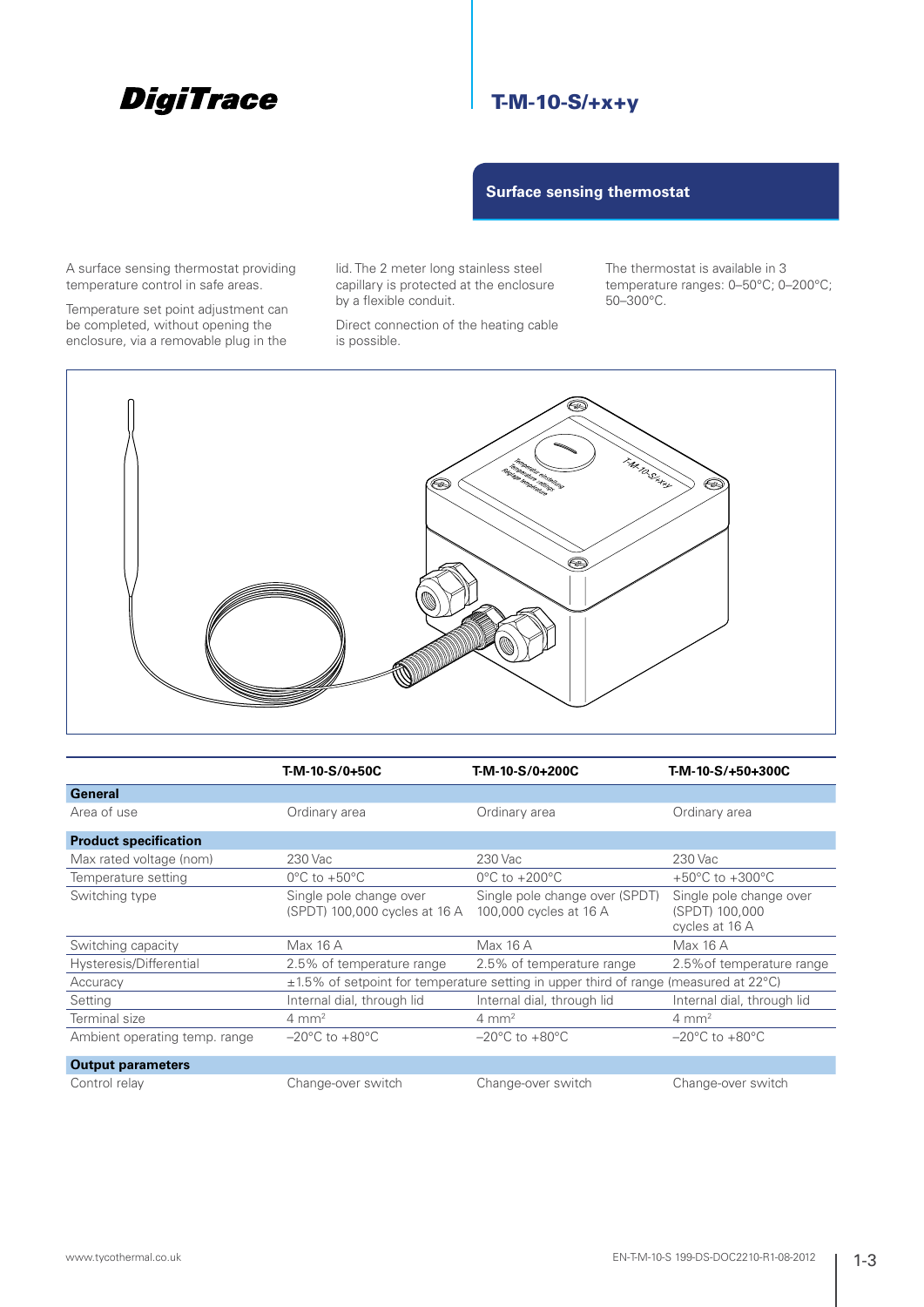**DigiTrace**

# T-M-10-S/+x+y

## Surface sensing thermostat

A surface sensing thermostat providing temperature control in safe areas.

Temperature set point adjustment can be completed, without opening the enclosure, via a removable plug in the lid. The 2 meter long stainless steel capillary is protected at the enclosure by a flexible conduit.

Direct connection of the heating cable is possible.

The thermostat is available in 3 temperature ranges: 0–50°C; 0–200°C; 50–300°C.

| | T-M-10-S/0+50C | T-M-10-S/0+200C | T-M-10-S/+50+300C |
|---|---|---|---|
| **General** | | | |
| Area of use | Ordinary area | Ordinary area | Ordinary area |
| **Product specification** | | | |
| Max rated voltage (nom) | 230 Vac | 230 Vac | 230 Vac |
| Temperature setting | 0°C to +50°C | 0°C to +200°C | +50°C to +300°C |
| Switching type | Single pole change over (SPDT) 100,000 cycles at 16 A | Single pole change over (SPDT) 100,000 cycles at 16 A | Single pole change over (SPDT) 100,000 cycles at 16 A |
| Switching capacity | Max 16 A | Max 16 A | Max 16 A |
| Hysteresis/Differential | 2.5% of temperature range | 2.5% of temperature range | 2.5%of temperature range |
| Accuracy | ±1.5% of setpoint for temperature setting in upper third of range (measured at 22°C) | | |
| Setting | Internal dial, through lid | Internal dial, through lid | Internal dial, through lid |
| Terminal size | 4 mm² | 4 mm² | 4 mm² |
| Ambient operating temp. range | –20°C to +80°C | –20°C to +80°C | –20°C to +80°C |
| **Output parameters** | | | |
| Control relay | Change-over switch | Change-over switch | Change-over switch |

www.tycothermal.co.uk

EN-T-M-10-S 199-DS-DOC2210-R1-08-2012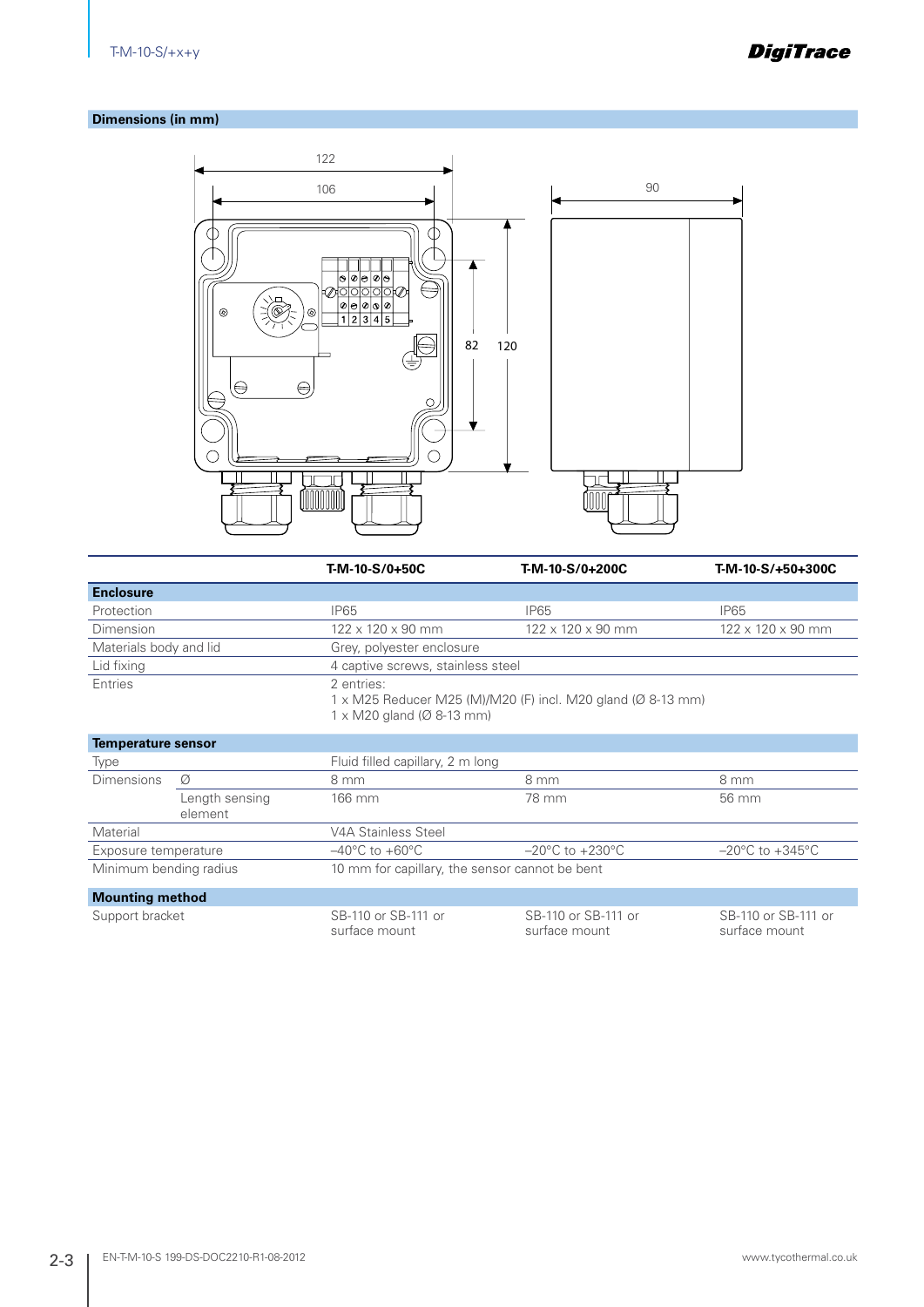## Dimensions (in mm)

| | T-M-10-S/0+50C | T-M-10-S/0+200C | T-M-10-S/+50+300C |
|---|---|---|---|
| **Enclosure** | | | |
| Protection | IP65 | IP65 | IP65 |
| Dimension | 122 x 120 x 90 mm | 122 x 120 x 90 mm | 122 x 120 x 90 mm |
| Materials body and lid | Grey, polyester enclosure | | |
| Lid fixing | 4 captive screws, stainless steel | | |
| Entries | 2 entries:<br>1 x M25 Reducer M25 (M)/M20 (F) incl. M20 gland (Ø 8-13 mm)<br>1 x M20 gland (Ø 8-13 mm) | | |
| **Temperature sensor** | | | |
| Type | Fluid filled capillary, 2 m long | | |
| Dimensions Ø | 8 mm | 8 mm | 8 mm |
| Length sensing element | 166 mm | 78 mm | 56 mm |
| Material | V4A Stainless Steel | | |
| Exposure temperature | –40°C to +60°C | –20°C to +230°C | –20°C to +345°C |
| Minimum bending radius | 10 mm for capillary, the sensor cannot be bent | | |
| **Mounting method** | | | |
| Support bracket | SB-110 or SB-111 or surface mount | SB-110 or SB-111 or surface mount | SB-110 or SB-111 or surface mount |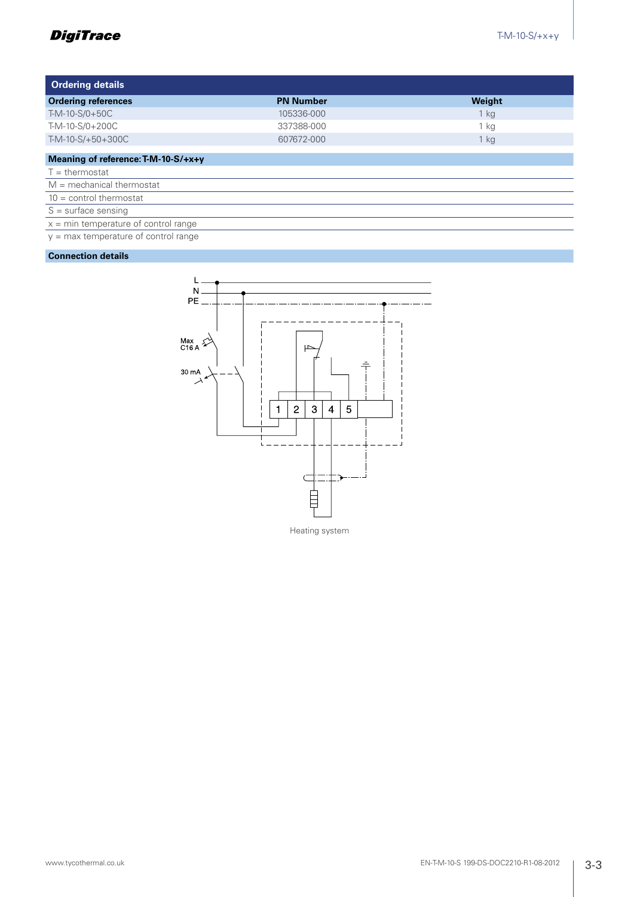## Ordering details

| Ordering references | PN Number | Weight |
|---|---|---|
| T-M-10-S/0+50C | 105336-000 | 1 kg |
| T-M-10-S/0+200C | 337388-000 | 1 kg |
| T-M-10-S/+50+300C | 607672-000 | 1 kg |

### Meaning of reference: T-M-10-S/+x+y

T = thermostat

M = mechanical thermostat

10 = control thermostat

S = surface sensing

x = min temperature of control range

y = max temperature of control range

### Connection details

L
N
PE
Max C16 A
30 mA
1 2 3 4 5

Heating system